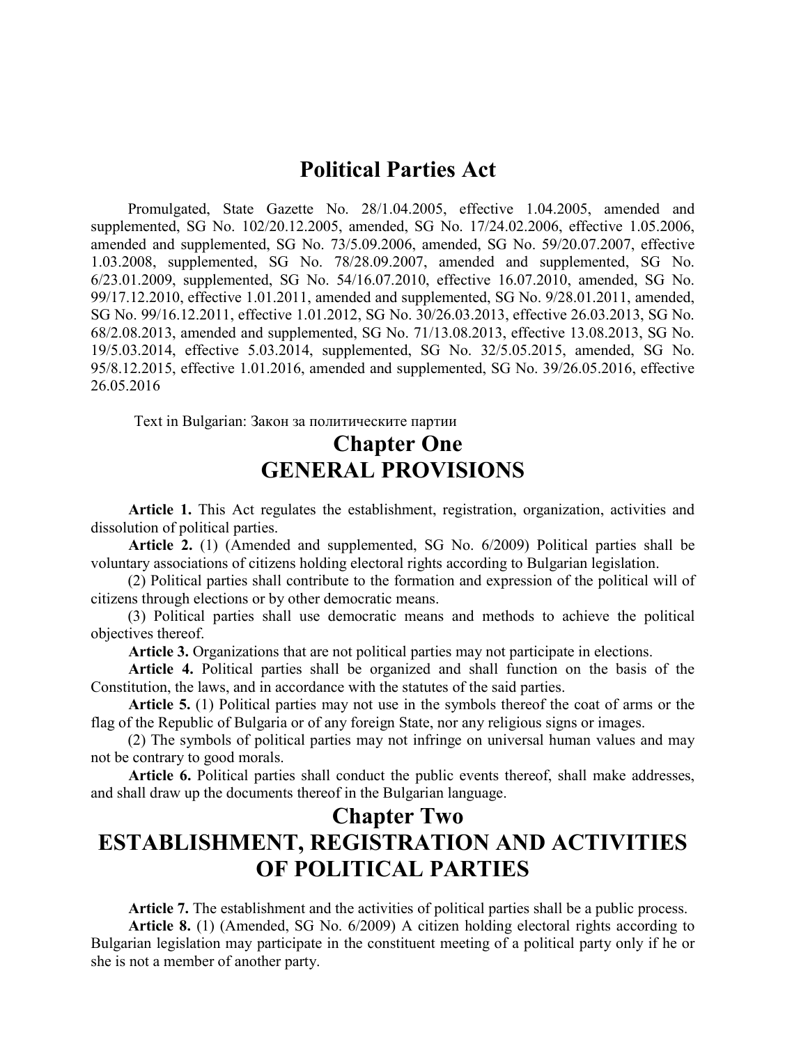# Political Parties Act

Promulgated, State Gazette No. 28/1.04.2005, effective 1.04.2005, amended and supplemented, SG No. 102/20.12.2005, amended, SG No. 17/24.02.2006, effective 1.05.2006, amended and supplemented, SG No. 73/5.09.2006, amended, SG No. 59/20.07.2007, effective 1.03.2008, supplemented, SG No. 78/28.09.2007, amended and supplemented, SG No. 6/23.01.2009, supplemented, SG No. 54/16.07.2010, effective 16.07.2010, amended, SG No. 99/17.12.2010, effective 1.01.2011, amended and supplemented, SG No. 9/28.01.2011, amended, SG No. 99/16.12.2011, effective 1.01.2012, SG No. 30/26.03.2013, effective 26.03.2013, SG No. 68/2.08.2013, amended and supplemented, SG No. 71/13.08.2013, effective 13.08.2013, SG No. 19/5.03.2014, effective 5.03.2014, supplemented, SG No. 32/5.05.2015, amended, SG No. 95/8.12.2015, effective 1.01.2016, amended and supplemented, SG No. 39/26.05.2016, effective 26.05.2016

Text in Bulgarian: Закон за политическите партии

## Chapter One
## GENERAL PROVISIONS

**Article 1.** This Act regulates the establishment, registration, organization, activities and dissolution of political parties.

**Article 2.** (1) (Amended and supplemented, SG No. 6/2009) Political parties shall be voluntary associations of citizens holding electoral rights according to Bulgarian legislation.

(2) Political parties shall contribute to the formation and expression of the political will of citizens through elections or by other democratic means.

(3) Political parties shall use democratic means and methods to achieve the political objectives thereof.

**Article 3.** Organizations that are not political parties may not participate in elections.

**Article 4.** Political parties shall be organized and shall function on the basis of the Constitution, the laws, and in accordance with the statutes of the said parties.

**Article 5.** (1) Political parties may not use in the symbols thereof the coat of arms or the flag of the Republic of Bulgaria or of any foreign State, nor any religious signs or images.

(2) The symbols of political parties may not infringe on universal human values and may not be contrary to good morals.

**Article 6.** Political parties shall conduct the public events thereof, shall make addresses, and shall draw up the documents thereof in the Bulgarian language.

## Chapter Two
## ESTABLISHMENT, REGISTRATION AND ACTIVITIES OF POLITICAL PARTIES

**Article 7.** The establishment and the activities of political parties shall be a public process.

**Article 8.** (1) (Amended, SG No. 6/2009) A citizen holding electoral rights according to Bulgarian legislation may participate in the constituent meeting of a political party only if he or she is not a member of another party.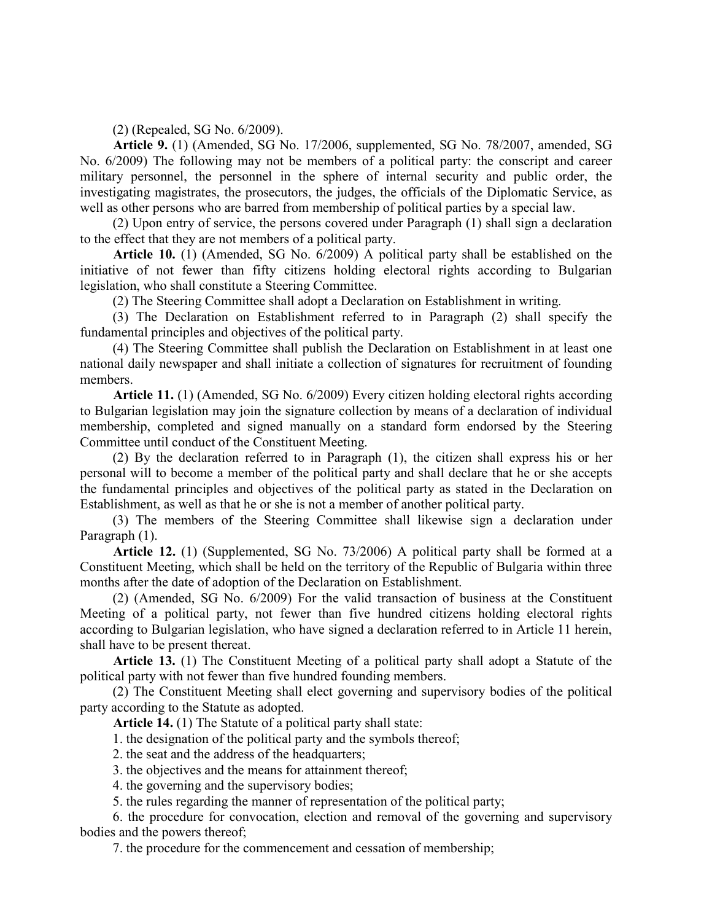(2) (Repealed, SG No. 6/2009).

**Article 9.** (1) (Amended, SG No. 17/2006, supplemented, SG No. 78/2007, amended, SG No. 6/2009) The following may not be members of a political party: the conscript and career military personnel, the personnel in the sphere of internal security and public order, the investigating magistrates, the prosecutors, the judges, the officials of the Diplomatic Service, as well as other persons who are barred from membership of political parties by a special law.

(2) Upon entry of service, the persons covered under Paragraph (1) shall sign a declaration to the effect that they are not members of a political party.

**Article 10.** (1) (Amended, SG No. 6/2009) A political party shall be established on the initiative of not fewer than fifty citizens holding electoral rights according to Bulgarian legislation, who shall constitute a Steering Committee.

(2) The Steering Committee shall adopt a Declaration on Establishment in writing.

(3) The Declaration on Establishment referred to in Paragraph (2) shall specify the fundamental principles and objectives of the political party.

(4) The Steering Committee shall publish the Declaration on Establishment in at least one national daily newspaper and shall initiate a collection of signatures for recruitment of founding members.

**Article 11.** (1) (Amended, SG No. 6/2009) Every citizen holding electoral rights according to Bulgarian legislation may join the signature collection by means of a declaration of individual membership, completed and signed manually on a standard form endorsed by the Steering Committee until conduct of the Constituent Meeting.

(2) By the declaration referred to in Paragraph (1), the citizen shall express his or her personal will to become a member of the political party and shall declare that he or she accepts the fundamental principles and objectives of the political party as stated in the Declaration on Establishment, as well as that he or she is not a member of another political party.

(3) The members of the Steering Committee shall likewise sign a declaration under Paragraph (1).

**Article 12.** (1) (Supplemented, SG No. 73/2006) A political party shall be formed at a Constituent Meeting, which shall be held on the territory of the Republic of Bulgaria within three months after the date of adoption of the Declaration on Establishment.

(2) (Amended, SG No. 6/2009) For the valid transaction of business at the Constituent Meeting of a political party, not fewer than five hundred citizens holding electoral rights according to Bulgarian legislation, who have signed a declaration referred to in Article 11 herein, shall have to be present thereat.

**Article 13.** (1) The Constituent Meeting of a political party shall adopt a Statute of the political party with not fewer than five hundred founding members.

(2) The Constituent Meeting shall elect governing and supervisory bodies of the political party according to the Statute as adopted.

**Article 14.** (1) The Statute of a political party shall state:

1. the designation of the political party and the symbols thereof;

2. the seat and the address of the headquarters;

3. the objectives and the means for attainment thereof;

4. the governing and the supervisory bodies;

5. the rules regarding the manner of representation of the political party;

6. the procedure for convocation, election and removal of the governing and supervisory bodies and the powers thereof;

7. the procedure for the commencement and cessation of membership;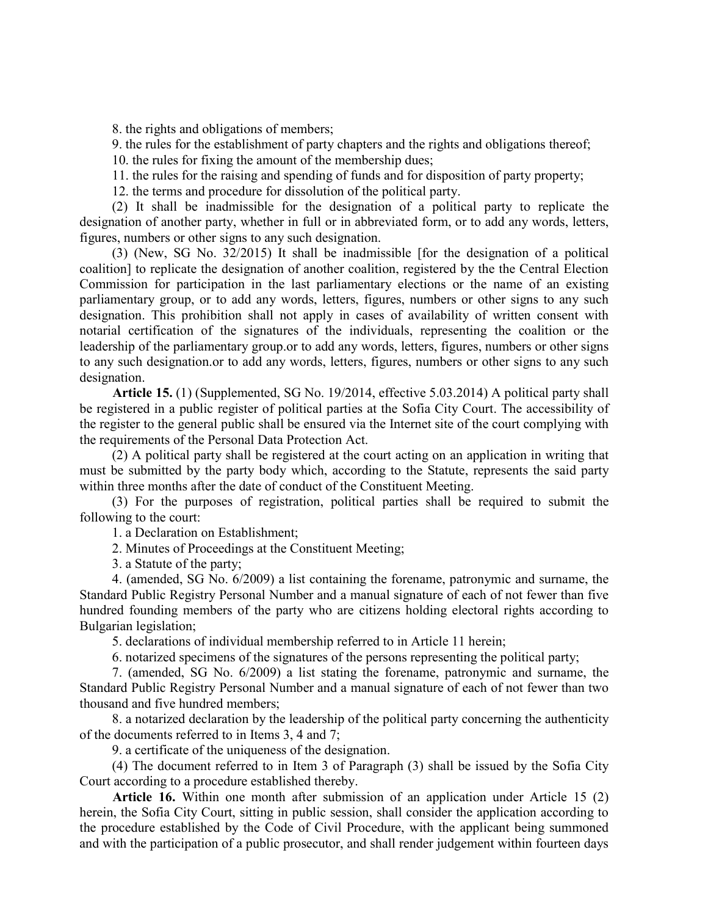8. the rights and obligations of members;

9. the rules for the establishment of party chapters and the rights and obligations thereof;

10. the rules for fixing the amount of the membership dues;

11. the rules for the raising and spending of funds and for disposition of party property;

12. the terms and procedure for dissolution of the political party.

(2) It shall be inadmissible for the designation of a political party to replicate the designation of another party, whether in full or in abbreviated form, or to add any words, letters, figures, numbers or other signs to any such designation.

(3) (New, SG No. 32/2015) It shall be inadmissible [for the designation of a political coalition] to replicate the designation of another coalition, registered by the the Central Election Commission for participation in the last parliamentary elections or the name of an existing parliamentary group, or to add any words, letters, figures, numbers or other signs to any such designation. This prohibition shall not apply in cases of availability of written consent with notarial certification of the signatures of the individuals, representing the coalition or the leadership of the parliamentary group.or to add any words, letters, figures, numbers or other signs to any such designation.or to add any words, letters, figures, numbers or other signs to any such designation.

**Article 15.** (1) (Supplemented, SG No. 19/2014, effective 5.03.2014) A political party shall be registered in a public register of political parties at the Sofia City Court. The accessibility of the register to the general public shall be ensured via the Internet site of the court complying with the requirements of the Personal Data Protection Act.

(2) A political party shall be registered at the court acting on an application in writing that must be submitted by the party body which, according to the Statute, represents the said party within three months after the date of conduct of the Constituent Meeting.

(3) For the purposes of registration, political parties shall be required to submit the following to the court:

1. a Declaration on Establishment;

2. Minutes of Proceedings at the Constituent Meeting;

3. a Statute of the party;

4. (amended, SG No. 6/2009) a list containing the forename, patronymic and surname, the Standard Public Registry Personal Number and a manual signature of each of not fewer than five hundred founding members of the party who are citizens holding electoral rights according to Bulgarian legislation;

5. declarations of individual membership referred to in Article 11 herein;

6. notarized specimens of the signatures of the persons representing the political party;

7. (amended, SG No. 6/2009) a list stating the forename, patronymic and surname, the Standard Public Registry Personal Number and a manual signature of each of not fewer than two thousand and five hundred members;

8. a notarized declaration by the leadership of the political party concerning the authenticity of the documents referred to in Items 3, 4 and 7;

9. a certificate of the uniqueness of the designation.

(4) The document referred to in Item 3 of Paragraph (3) shall be issued by the Sofia City Court according to a procedure established thereby.

**Article 16.** Within one month after submission of an application under Article 15 (2) herein, the Sofia City Court, sitting in public session, shall consider the application according to the procedure established by the Code of Civil Procedure, with the applicant being summoned and with the participation of a public prosecutor, and shall render judgement within fourteen days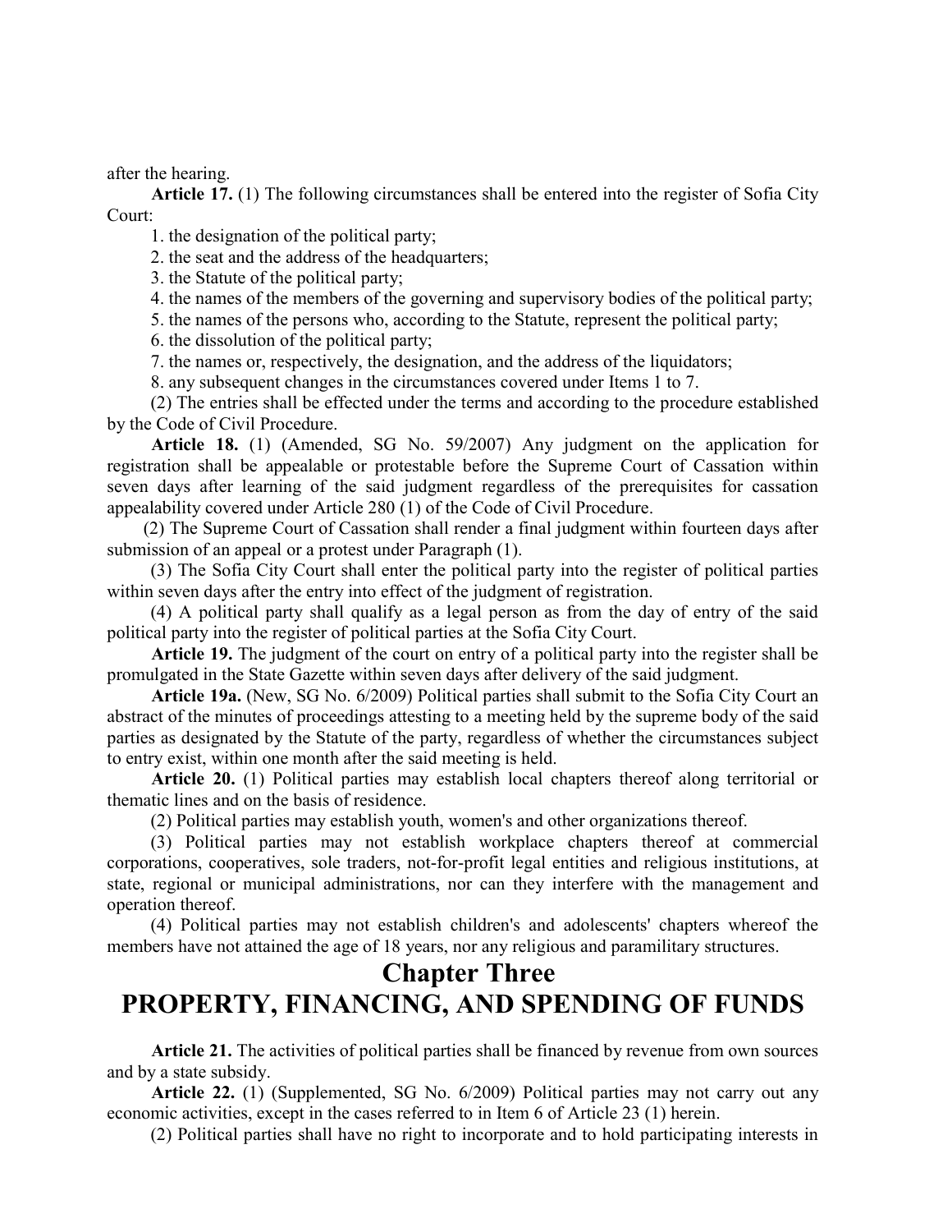after the hearing.

**Article 17.** (1) The following circumstances shall be entered into the register of Sofia City Court:

1. the designation of the political party;
2. the seat and the address of the headquarters;
3. the Statute of the political party;
4. the names of the members of the governing and supervisory bodies of the political party;
5. the names of the persons who, according to the Statute, represent the political party;
6. the dissolution of the political party;
7. the names or, respectively, the designation, and the address of the liquidators;
8. any subsequent changes in the circumstances covered under Items 1 to 7.

(2) The entries shall be effected under the terms and according to the procedure established by the Code of Civil Procedure.

**Article 18.** (1) (Amended, SG No. 59/2007) Any judgment on the application for registration shall be appealable or protestable before the Supreme Court of Cassation within seven days after learning of the said judgment regardless of the prerequisites for cassation appealability covered under Article 280 (1) of the Code of Civil Procedure.

(2) The Supreme Court of Cassation shall render a final judgment within fourteen days after submission of an appeal or a protest under Paragraph (1).

(3) The Sofia City Court shall enter the political party into the register of political parties within seven days after the entry into effect of the judgment of registration.

(4) A political party shall qualify as a legal person as from the day of entry of the said political party into the register of political parties at the Sofia City Court.

**Article 19.** The judgment of the court on entry of a political party into the register shall be promulgated in the State Gazette within seven days after delivery of the said judgment.

**Article 19a.** (New, SG No. 6/2009) Political parties shall submit to the Sofia City Court an abstract of the minutes of proceedings attesting to a meeting held by the supreme body of the said parties as designated by the Statute of the party, regardless of whether the circumstances subject to entry exist, within one month after the said meeting is held.

**Article 20.** (1) Political parties may establish local chapters thereof along territorial or thematic lines and on the basis of residence.

(2) Political parties may establish youth, women's and other organizations thereof.

(3) Political parties may not establish workplace chapters thereof at commercial corporations, cooperatives, sole traders, not-for-profit legal entities and religious institutions, at state, regional or municipal administrations, nor can they interfere with the management and operation thereof.

(4) Political parties may not establish children's and adolescents' chapters whereof the members have not attained the age of 18 years, nor any religious and paramilitary structures.

# Chapter Three
# PROPERTY, FINANCING, AND SPENDING OF FUNDS

**Article 21.** The activities of political parties shall be financed by revenue from own sources and by a state subsidy.

**Article 22.** (1) (Supplemented, SG No. 6/2009) Political parties may not carry out any economic activities, except in the cases referred to in Item 6 of Article 23 (1) herein.

(2) Political parties shall have no right to incorporate and to hold participating interests in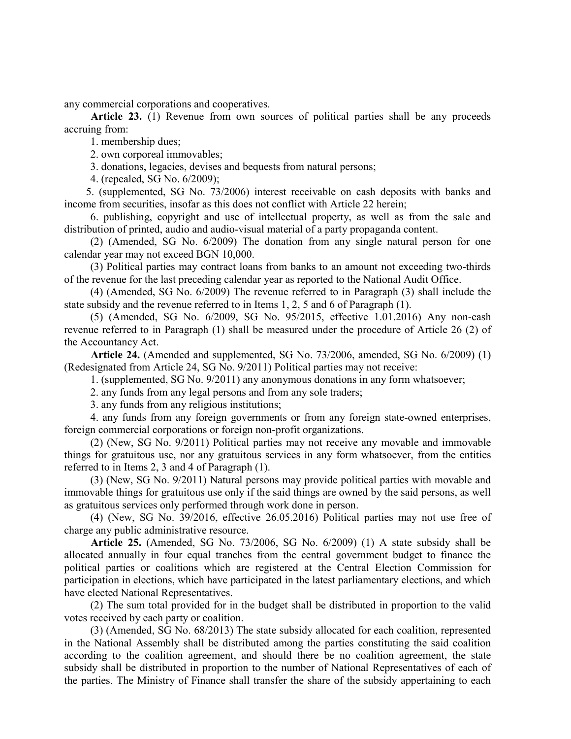any commercial corporations and cooperatives.

**Article 23.** (1) Revenue from own sources of political parties shall be any proceeds accruing from:

1. membership dues;

2. own corporeal immovables;

3. donations, legacies, devises and bequests from natural persons;

4. (repealed, SG No. 6/2009);

5. (supplemented, SG No. 73/2006) interest receivable on cash deposits with banks and income from securities, insofar as this does not conflict with Article 22 herein;

6. publishing, copyright and use of intellectual property, as well as from the sale and distribution of printed, audio and audio-visual material of a party propaganda content.

(2) (Amended, SG No. 6/2009) The donation from any single natural person for one calendar year may not exceed BGN 10,000.

(3) Political parties may contract loans from banks to an amount not exceeding two-thirds of the revenue for the last preceding calendar year as reported to the National Audit Office.

(4) (Amended, SG No. 6/2009) The revenue referred to in Paragraph (3) shall include the state subsidy and the revenue referred to in Items 1, 2, 5 and 6 of Paragraph (1).

(5) (Amended, SG No. 6/2009, SG No. 95/2015, effective 1.01.2016) Any non-cash revenue referred to in Paragraph (1) shall be measured under the procedure of Article 26 (2) of the Accountancy Act.

**Article 24.** (Amended and supplemented, SG No. 73/2006, amended, SG No. 6/2009) (1) (Redesignated from Article 24, SG No. 9/2011) Political parties may not receive:

1. (supplemented, SG No. 9/2011) any anonymous donations in any form whatsoever;

2. any funds from any legal persons and from any sole traders;

3. any funds from any religious institutions;

4. any funds from any foreign governments or from any foreign state-owned enterprises, foreign commercial corporations or foreign non-profit organizations.

(2) (New, SG No. 9/2011) Political parties may not receive any movable and immovable things for gratuitous use, nor any gratuitous services in any form whatsoever, from the entities referred to in Items 2, 3 and 4 of Paragraph (1).

(3) (New, SG No. 9/2011) Natural persons may provide political parties with movable and immovable things for gratuitous use only if the said things are owned by the said persons, as well as gratuitous services only performed through work done in person.

(4) (New, SG No. 39/2016, effective 26.05.2016) Political parties may not use free of charge any public administrative resource.

**Article 25.** (Amended, SG No. 73/2006, SG No. 6/2009) (1) A state subsidy shall be allocated annually in four equal tranches from the central government budget to finance the political parties or coalitions which are registered at the Central Election Commission for participation in elections, which have participated in the latest parliamentary elections, and which have elected National Representatives.

(2) The sum total provided for in the budget shall be distributed in proportion to the valid votes received by each party or coalition.

(3) (Amended, SG No. 68/2013) The state subsidy allocated for each coalition, represented in the National Assembly shall be distributed among the parties constituting the said coalition according to the coalition agreement, and should there be no coalition agreement, the state subsidy shall be distributed in proportion to the number of National Representatives of each of the parties. The Ministry of Finance shall transfer the share of the subsidy appertaining to each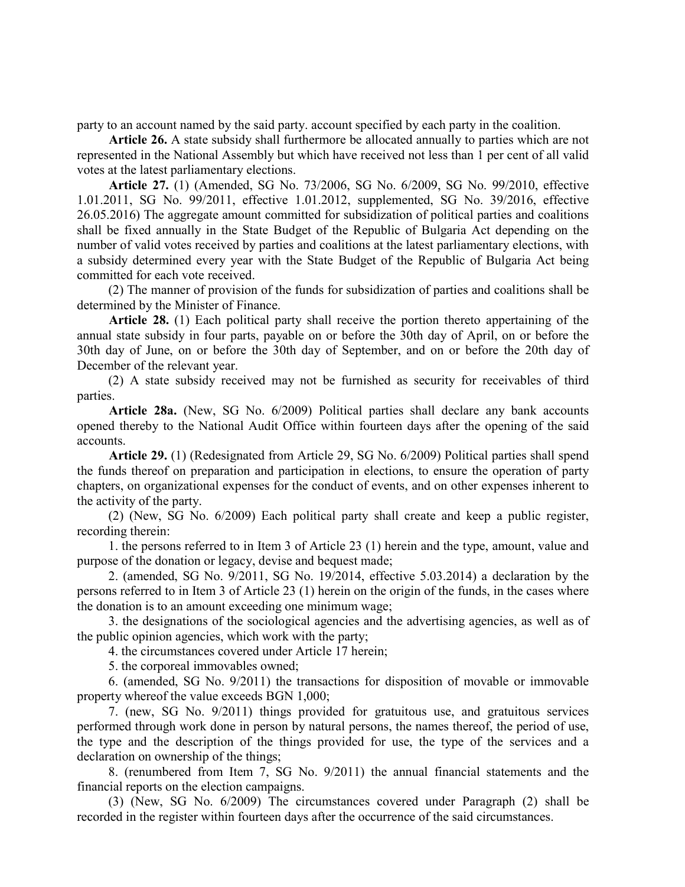party to an account named by the said party. account specified by each party in the coalition.

**Article 26.** A state subsidy shall furthermore be allocated annually to parties which are not represented in the National Assembly but which have received not less than 1 per cent of all valid votes at the latest parliamentary elections.

**Article 27.** (1) (Amended, SG No. 73/2006, SG No. 6/2009, SG No. 99/2010, effective 1.01.2011, SG No. 99/2011, effective 1.01.2012, supplemented, SG No. 39/2016, effective 26.05.2016) The aggregate amount committed for subsidization of political parties and coalitions shall be fixed annually in the State Budget of the Republic of Bulgaria Act depending on the number of valid votes received by parties and coalitions at the latest parliamentary elections, with a subsidy determined every year with the State Budget of the Republic of Bulgaria Act being committed for each vote received.

(2) The manner of provision of the funds for subsidization of parties and coalitions shall be determined by the Minister of Finance.

**Article 28.** (1) Each political party shall receive the portion thereto appertaining of the annual state subsidy in four parts, payable on or before the 30th day of April, on or before the 30th day of June, on or before the 30th day of September, and on or before the 20th day of December of the relevant year.

(2) A state subsidy received may not be furnished as security for receivables of third parties.

**Article 28a.** (New, SG No. 6/2009) Political parties shall declare any bank accounts opened thereby to the National Audit Office within fourteen days after the opening of the said accounts.

**Article 29.** (1) (Redesignated from Article 29, SG No. 6/2009) Political parties shall spend the funds thereof on preparation and participation in elections, to ensure the operation of party chapters, on organizational expenses for the conduct of events, and on other expenses inherent to the activity of the party.

(2) (New, SG No. 6/2009) Each political party shall create and keep a public register, recording therein:

1. the persons referred to in Item 3 of Article 23 (1) herein and the type, amount, value and purpose of the donation or legacy, devise and bequest made;

2. (amended, SG No. 9/2011, SG No. 19/2014, effective 5.03.2014) a declaration by the persons referred to in Item 3 of Article 23 (1) herein on the origin of the funds, in the cases where the donation is to an amount exceeding one minimum wage;

3. the designations of the sociological agencies and the advertising agencies, as well as of the public opinion agencies, which work with the party;

4. the circumstances covered under Article 17 herein;

5. the corporeal immovables owned;

6. (amended, SG No. 9/2011) the transactions for disposition of movable or immovable property whereof the value exceeds BGN 1,000;

7. (new, SG No. 9/2011) things provided for gratuitous use, and gratuitous services performed through work done in person by natural persons, the names thereof, the period of use, the type and the description of the things provided for use, the type of the services and a declaration on ownership of the things;

8. (renumbered from Item 7, SG No. 9/2011) the annual financial statements and the financial reports on the election campaigns.

(3) (New, SG No. 6/2009) The circumstances covered under Paragraph (2) shall be recorded in the register within fourteen days after the occurrence of the said circumstances.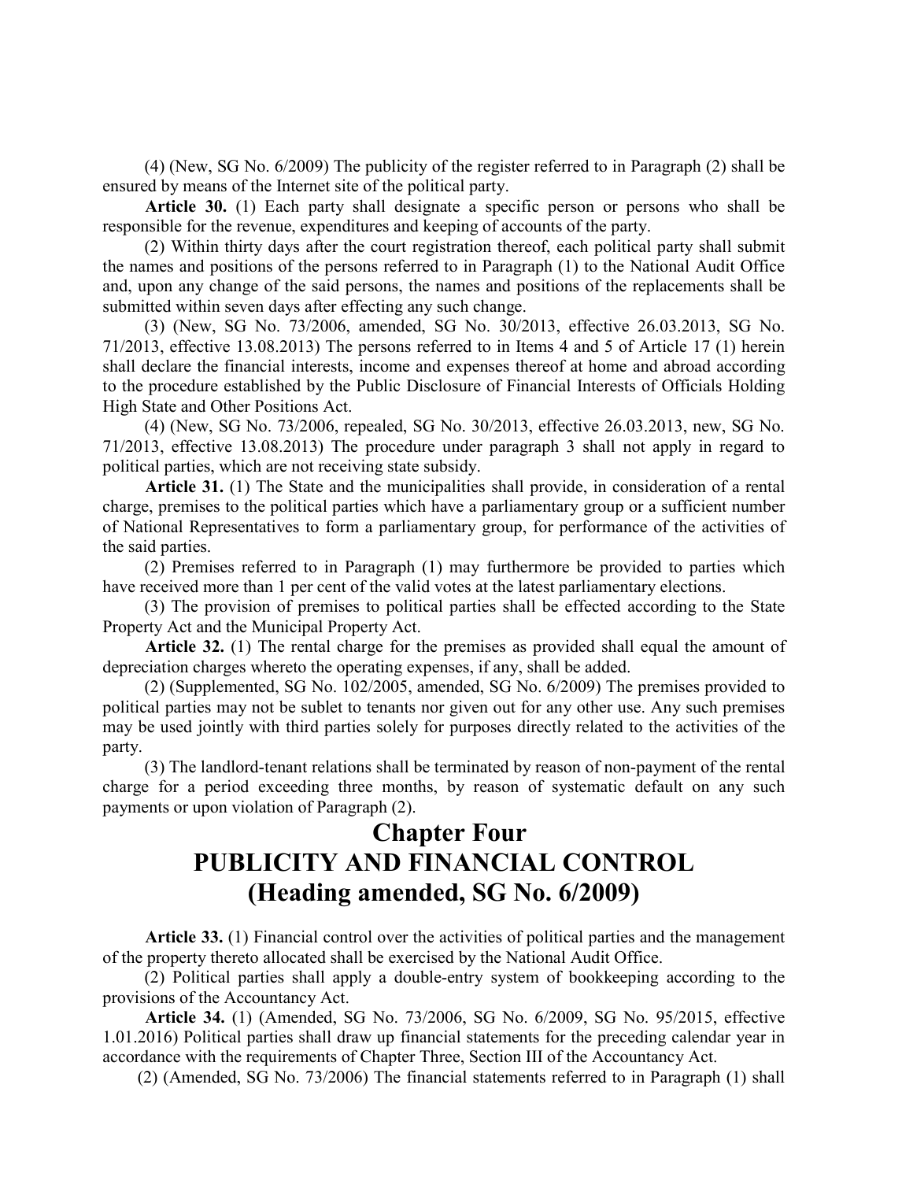(4) (New, SG No. 6/2009) The publicity of the register referred to in Paragraph (2) shall be ensured by means of the Internet site of the political party.

**Article 30.** (1) Each party shall designate a specific person or persons who shall be responsible for the revenue, expenditures and keeping of accounts of the party.

(2) Within thirty days after the court registration thereof, each political party shall submit the names and positions of the persons referred to in Paragraph (1) to the National Audit Office and, upon any change of the said persons, the names and positions of the replacements shall be submitted within seven days after effecting any such change.

(3) (New, SG No. 73/2006, amended, SG No. 30/2013, effective 26.03.2013, SG No. 71/2013, effective 13.08.2013) The persons referred to in Items 4 and 5 of Article 17 (1) herein shall declare the financial interests, income and expenses thereof at home and abroad according to the procedure established by the Public Disclosure of Financial Interests of Officials Holding High State and Other Positions Act.

(4) (New, SG No. 73/2006, repealed, SG No. 30/2013, effective 26.03.2013, new, SG No. 71/2013, effective 13.08.2013) The procedure under paragraph 3 shall not apply in regard to political parties, which are not receiving state subsidy.

**Article 31.** (1) The State and the municipalities shall provide, in consideration of a rental charge, premises to the political parties which have a parliamentary group or a sufficient number of National Representatives to form a parliamentary group, for performance of the activities of the said parties.

(2) Premises referred to in Paragraph (1) may furthermore be provided to parties which have received more than 1 per cent of the valid votes at the latest parliamentary elections.

(3) The provision of premises to political parties shall be effected according to the State Property Act and the Municipal Property Act.

**Article 32.** (1) The rental charge for the premises as provided shall equal the amount of depreciation charges whereto the operating expenses, if any, shall be added.

(2) (Supplemented, SG No. 102/2005, amended, SG No. 6/2009) The premises provided to political parties may not be sublet to tenants nor given out for any other use. Any such premises may be used jointly with third parties solely for purposes directly related to the activities of the party.

(3) The landlord-tenant relations shall be terminated by reason of non-payment of the rental charge for a period exceeding three months, by reason of systematic default on any such payments or upon violation of Paragraph (2).

# Chapter Four
# PUBLICITY AND FINANCIAL CONTROL
# (Heading amended, SG No. 6/2009)

**Article 33.** (1) Financial control over the activities of political parties and the management of the property thereto allocated shall be exercised by the National Audit Office.

(2) Political parties shall apply a double-entry system of bookkeeping according to the provisions of the Accountancy Act.

**Article 34.** (1) (Amended, SG No. 73/2006, SG No. 6/2009, SG No. 95/2015, effective 1.01.2016) Political parties shall draw up financial statements for the preceding calendar year in accordance with the requirements of Chapter Three, Section III of the Accountancy Act.

(2) (Amended, SG No. 73/2006) The financial statements referred to in Paragraph (1) shall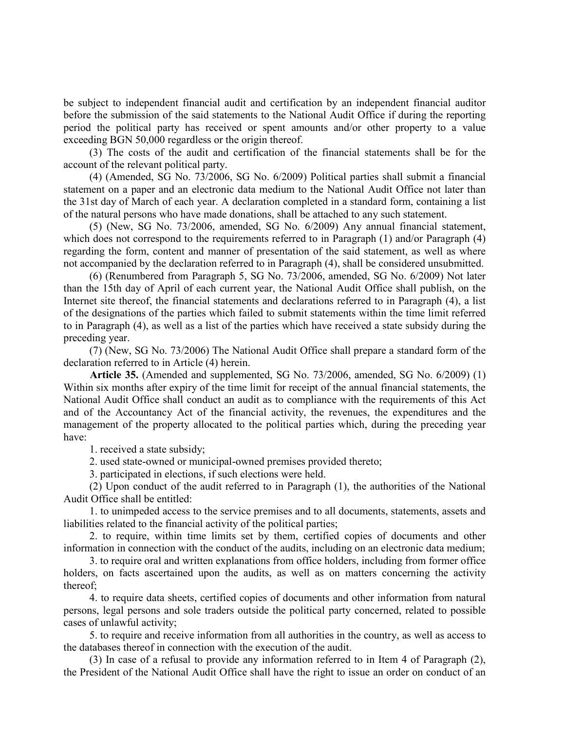be subject to independent financial audit and certification by an independent financial auditor before the submission of the said statements to the National Audit Office if during the reporting period the political party has received or spent amounts and/or other property to a value exceeding BGN 50,000 regardless or the origin thereof.

(3) The costs of the audit and certification of the financial statements shall be for the account of the relevant political party.

(4) (Amended, SG No. 73/2006, SG No. 6/2009) Political parties shall submit a financial statement on a paper and an electronic data medium to the National Audit Office not later than the 31st day of March of each year. A declaration completed in a standard form, containing a list of the natural persons who have made donations, shall be attached to any such statement.

(5) (New, SG No. 73/2006, amended, SG No. 6/2009) Any annual financial statement, which does not correspond to the requirements referred to in Paragraph (1) and/or Paragraph (4) regarding the form, content and manner of presentation of the said statement, as well as where not accompanied by the declaration referred to in Paragraph (4), shall be considered unsubmitted.

(6) (Renumbered from Paragraph 5, SG No. 73/2006, amended, SG No. 6/2009) Not later than the 15th day of April of each current year, the National Audit Office shall publish, on the Internet site thereof, the financial statements and declarations referred to in Paragraph (4), a list of the designations of the parties which failed to submit statements within the time limit referred to in Paragraph (4), as well as a list of the parties which have received a state subsidy during the preceding year.

(7) (New, SG No. 73/2006) The National Audit Office shall prepare a standard form of the declaration referred to in Article (4) herein.

**Article 35.** (Amended and supplemented, SG No. 73/2006, amended, SG No. 6/2009) (1) Within six months after expiry of the time limit for receipt of the annual financial statements, the National Audit Office shall conduct an audit as to compliance with the requirements of this Act and of the Accountancy Act of the financial activity, the revenues, the expenditures and the management of the property allocated to the political parties which, during the preceding year have:

1. received a state subsidy;

2. used state-owned or municipal-owned premises provided thereto;

3. participated in elections, if such elections were held.

(2) Upon conduct of the audit referred to in Paragraph (1), the authorities of the National Audit Office shall be entitled:

1. to unimpeded access to the service premises and to all documents, statements, assets and liabilities related to the financial activity of the political parties;

2. to require, within time limits set by them, certified copies of documents and other information in connection with the conduct of the audits, including on an electronic data medium;

3. to require oral and written explanations from office holders, including from former office holders, on facts ascertained upon the audits, as well as on matters concerning the activity thereof;

4. to require data sheets, certified copies of documents and other information from natural persons, legal persons and sole traders outside the political party concerned, related to possible cases of unlawful activity;

5. to require and receive information from all authorities in the country, as well as access to the databases thereof in connection with the execution of the audit.

(3) In case of a refusal to provide any information referred to in Item 4 of Paragraph (2), the President of the National Audit Office shall have the right to issue an order on conduct of an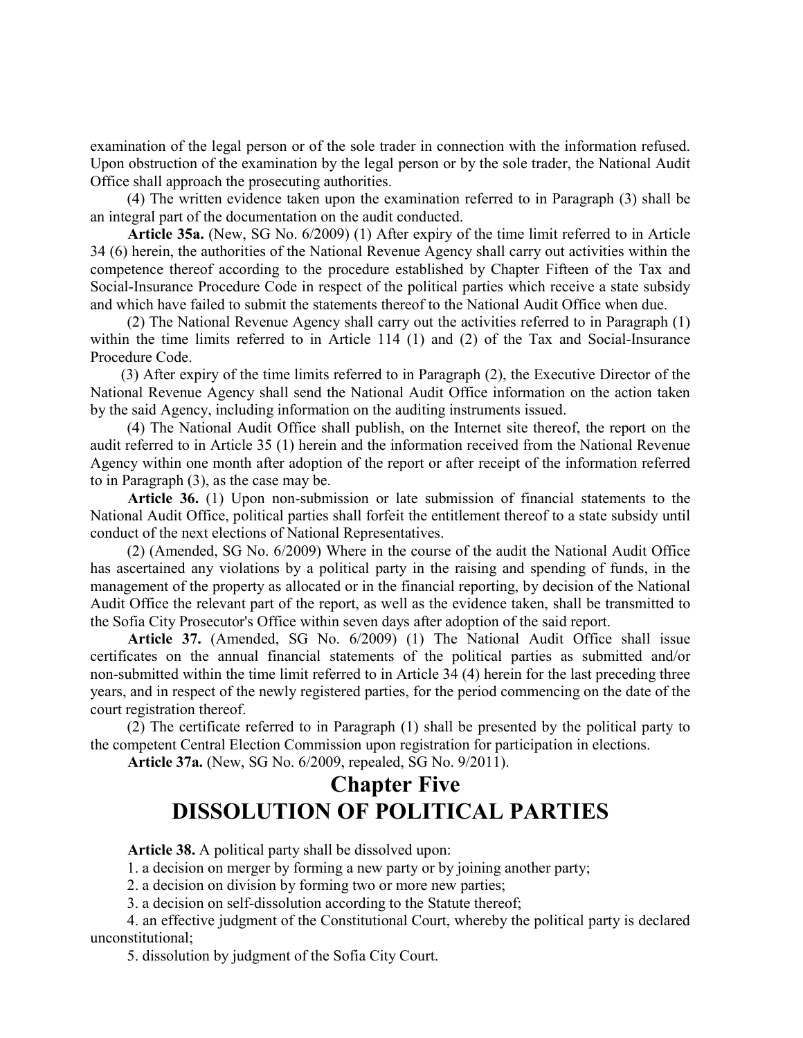examination of the legal person or of the sole trader in connection with the information refused. Upon obstruction of the examination by the legal person or by the sole trader, the National Audit Office shall approach the prosecuting authorities.

(4) The written evidence taken upon the examination referred to in Paragraph (3) shall be an integral part of the documentation on the audit conducted.

**Article 35a.** (New, SG No. 6/2009) (1) After expiry of the time limit referred to in Article 34 (6) herein, the authorities of the National Revenue Agency shall carry out activities within the competence thereof according to the procedure established by Chapter Fifteen of the Tax and Social-Insurance Procedure Code in respect of the political parties which receive a state subsidy and which have failed to submit the statements thereof to the National Audit Office when due.

(2) The National Revenue Agency shall carry out the activities referred to in Paragraph (1) within the time limits referred to in Article 114 (1) and (2) of the Tax and Social-Insurance Procedure Code.

(3) After expiry of the time limits referred to in Paragraph (2), the Executive Director of the National Revenue Agency shall send the National Audit Office information on the action taken by the said Agency, including information on the auditing instruments issued.

(4) The National Audit Office shall publish, on the Internet site thereof, the report on the audit referred to in Article 35 (1) herein and the information received from the National Revenue Agency within one month after adoption of the report or after receipt of the information referred to in Paragraph (3), as the case may be.

**Article 36.** (1) Upon non-submission or late submission of financial statements to the National Audit Office, political parties shall forfeit the entitlement thereof to a state subsidy until conduct of the next elections of National Representatives.

(2) (Amended, SG No. 6/2009) Where in the course of the audit the National Audit Office has ascertained any violations by a political party in the raising and spending of funds, in the management of the property as allocated or in the financial reporting, by decision of the National Audit Office the relevant part of the report, as well as the evidence taken, shall be transmitted to the Sofia City Prosecutor's Office within seven days after adoption of the said report.

**Article 37.** (Amended, SG No. 6/2009) (1) The National Audit Office shall issue certificates on the annual financial statements of the political parties as submitted and/or non-submitted within the time limit referred to in Article 34 (4) herein for the last preceding three years, and in respect of the newly registered parties, for the period commencing on the date of the court registration thereof.

(2) The certificate referred to in Paragraph (1) shall be presented by the political party to the competent Central Election Commission upon registration for participation in elections.

**Article 37a.** (New, SG No. 6/2009, repealed, SG No. 9/2011).

# Chapter Five
# DISSOLUTION OF POLITICAL PARTIES

**Article 38.** A political party shall be dissolved upon:

1. a decision on merger by forming a new party or by joining another party;
2. a decision on division by forming two or more new parties;
3. a decision on self-dissolution according to the Statute thereof;
4. an effective judgment of the Constitutional Court, whereby the political party is declared unconstitutional;
5. dissolution by judgment of the Sofia City Court.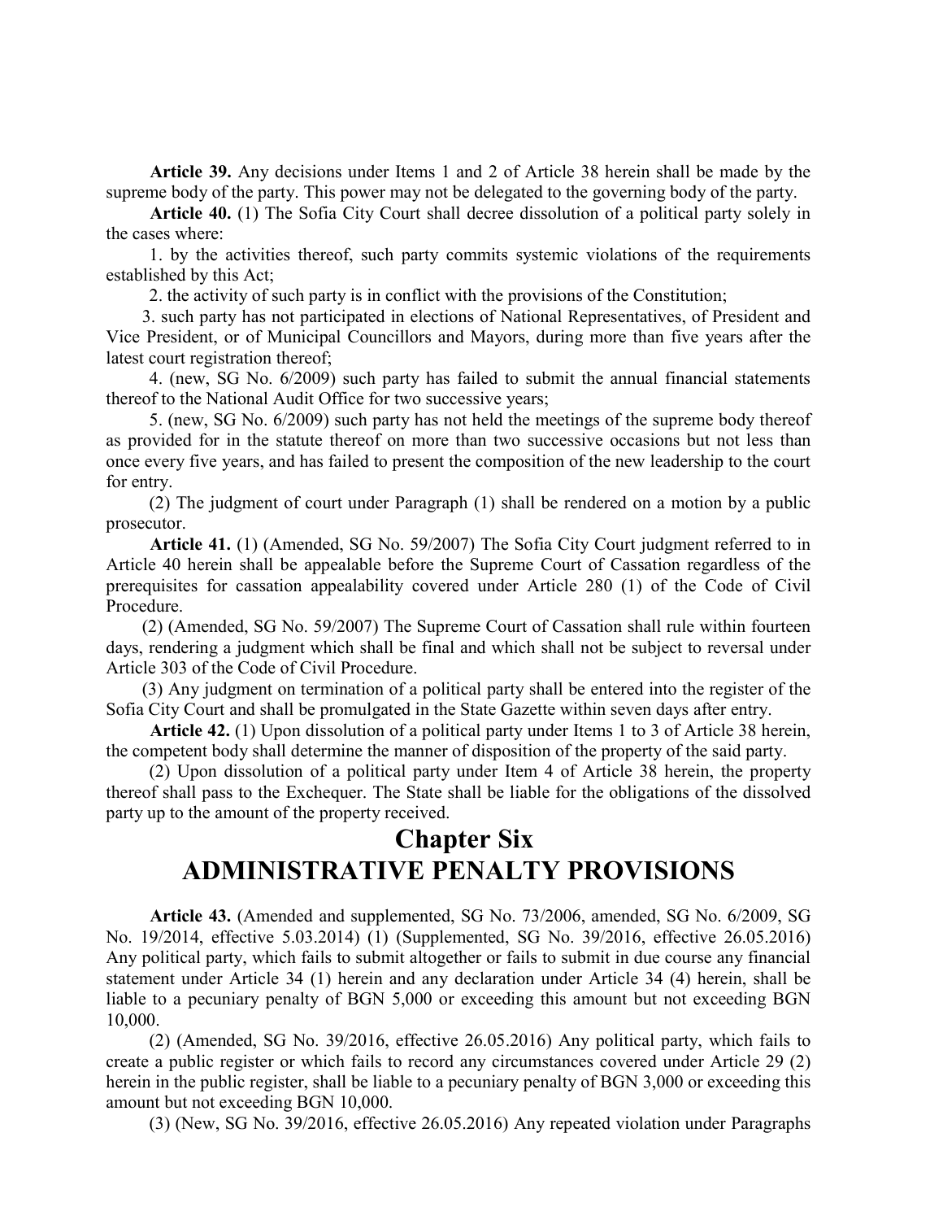**Article 39.** Any decisions under Items 1 and 2 of Article 38 herein shall be made by the supreme body of the party. This power may not be delegated to the governing body of the party.

**Article 40.** (1) The Sofia City Court shall decree dissolution of a political party solely in the cases where:

1. by the activities thereof, such party commits systemic violations of the requirements established by this Act;

2. the activity of such party is in conflict with the provisions of the Constitution;

3. such party has not participated in elections of National Representatives, of President and Vice President, or of Municipal Councillors and Mayors, during more than five years after the latest court registration thereof;

4. (new, SG No. 6/2009) such party has failed to submit the annual financial statements thereof to the National Audit Office for two successive years;

5. (new, SG No. 6/2009) such party has not held the meetings of the supreme body thereof as provided for in the statute thereof on more than two successive occasions but not less than once every five years, and has failed to present the composition of the new leadership to the court for entry.

(2) The judgment of court under Paragraph (1) shall be rendered on a motion by a public prosecutor.

**Article 41.** (1) (Amended, SG No. 59/2007) The Sofia City Court judgment referred to in Article 40 herein shall be appealable before the Supreme Court of Cassation regardless of the prerequisites for cassation appealability covered under Article 280 (1) of the Code of Civil Procedure.

(2) (Amended, SG No. 59/2007) The Supreme Court of Cassation shall rule within fourteen days, rendering a judgment which shall be final and which shall not be subject to reversal under Article 303 of the Code of Civil Procedure.

(3) Any judgment on termination of a political party shall be entered into the register of the Sofia City Court and shall be promulgated in the State Gazette within seven days after entry.

**Article 42.** (1) Upon dissolution of a political party under Items 1 to 3 of Article 38 herein, the competent body shall determine the manner of disposition of the property of the said party.

(2) Upon dissolution of a political party under Item 4 of Article 38 herein, the property thereof shall pass to the Exchequer. The State shall be liable for the obligations of the dissolved party up to the amount of the property received.

# Chapter Six
# ADMINISTRATIVE PENALTY PROVISIONS

**Article 43.** (Amended and supplemented, SG No. 73/2006, amended, SG No. 6/2009, SG No. 19/2014, effective 5.03.2014) (1) (Supplemented, SG No. 39/2016, effective 26.05.2016) Any political party, which fails to submit altogether or fails to submit in due course any financial statement under Article 34 (1) herein and any declaration under Article 34 (4) herein, shall be liable to a pecuniary penalty of BGN 5,000 or exceeding this amount but not exceeding BGN 10,000.

(2) (Amended, SG No. 39/2016, effective 26.05.2016) Any political party, which fails to create a public register or which fails to record any circumstances covered under Article 29 (2) herein in the public register, shall be liable to a pecuniary penalty of BGN 3,000 or exceeding this amount but not exceeding BGN 10,000.

(3) (New, SG No. 39/2016, effective 26.05.2016) Any repeated violation under Paragraphs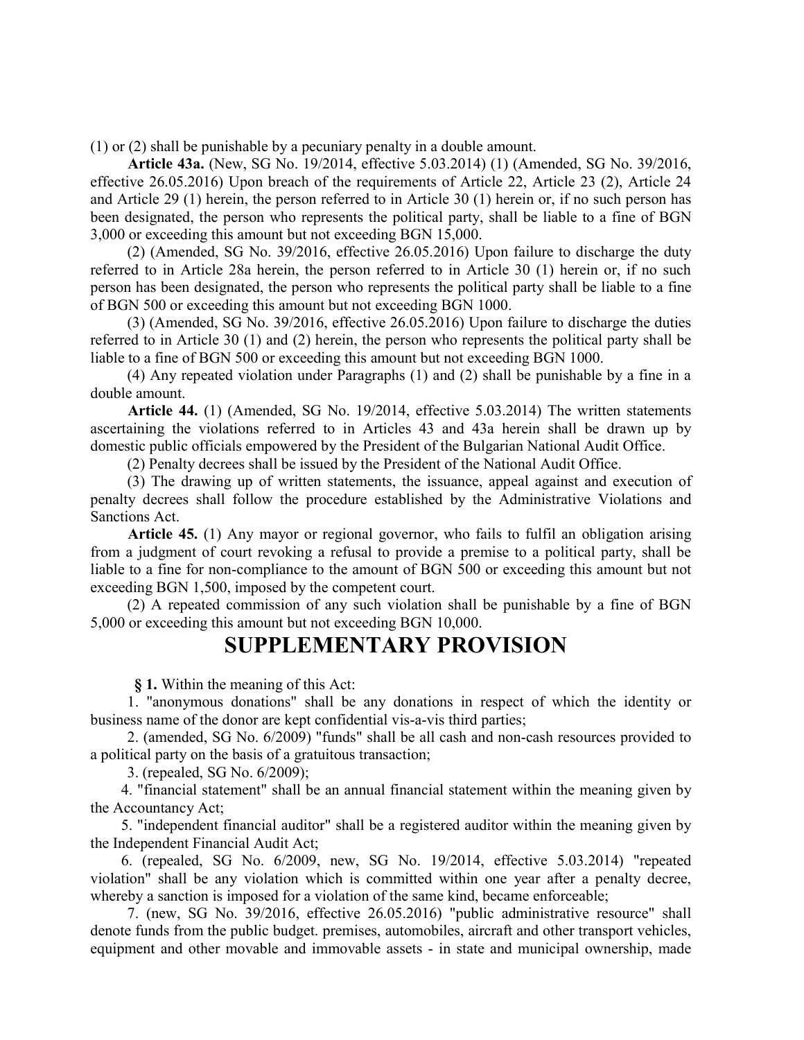(1) or (2) shall be punishable by a pecuniary penalty in a double amount.

**Article 43a.** (New, SG No. 19/2014, effective 5.03.2014) (1) (Amended, SG No. 39/2016, effective 26.05.2016) Upon breach of the requirements of Article 22, Article 23 (2), Article 24 and Article 29 (1) herein, the person referred to in Article 30 (1) herein or, if no such person has been designated, the person who represents the political party, shall be liable to a fine of BGN 3,000 or exceeding this amount but not exceeding BGN 15,000.

(2) (Amended, SG No. 39/2016, effective 26.05.2016) Upon failure to discharge the duty referred to in Article 28a herein, the person referred to in Article 30 (1) herein or, if no such person has been designated, the person who represents the political party shall be liable to a fine of BGN 500 or exceeding this amount but not exceeding BGN 1000.

(3) (Amended, SG No. 39/2016, effective 26.05.2016) Upon failure to discharge the duties referred to in Article 30 (1) and (2) herein, the person who represents the political party shall be liable to a fine of BGN 500 or exceeding this amount but not exceeding BGN 1000.

(4) Any repeated violation under Paragraphs (1) and (2) shall be punishable by a fine in a double amount.

**Article 44.** (1) (Amended, SG No. 19/2014, effective 5.03.2014) The written statements ascertaining the violations referred to in Articles 43 and 43a herein shall be drawn up by domestic public officials empowered by the President of the Bulgarian National Audit Office.

(2) Penalty decrees shall be issued by the President of the National Audit Office.

(3) The drawing up of written statements, the issuance, appeal against and execution of penalty decrees shall follow the procedure established by the Administrative Violations and Sanctions Act.

**Article 45.** (1) Any mayor or regional governor, who fails to fulfil an obligation arising from a judgment of court revoking a refusal to provide a premise to a political party, shall be liable to a fine for non-compliance to the amount of BGN 500 or exceeding this amount but not exceeding BGN 1,500, imposed by the competent court.

(2) A repeated commission of any such violation shall be punishable by a fine of BGN 5,000 or exceeding this amount but not exceeding BGN 10,000.

# SUPPLEMENTARY PROVISION

**§ 1.** Within the meaning of this Act:

1. "anonymous donations" shall be any donations in respect of which the identity or business name of the donor are kept confidential vis-a-vis third parties;

2. (amended, SG No. 6/2009) "funds" shall be all cash and non-cash resources provided to a political party on the basis of a gratuitous transaction;

3. (repealed, SG No. 6/2009);

4. "financial statement" shall be an annual financial statement within the meaning given by the Accountancy Act;

5. "independent financial auditor" shall be a registered auditor within the meaning given by the Independent Financial Audit Act;

6. (repealed, SG No. 6/2009, new, SG No. 19/2014, effective 5.03.2014) "repeated violation" shall be any violation which is committed within one year after a penalty decree, whereby a sanction is imposed for a violation of the same kind, became enforceable;

7. (new, SG No. 39/2016, effective 26.05.2016) "public administrative resource" shall denote funds from the public budget. premises, automobiles, aircraft and other transport vehicles, equipment and other movable and immovable assets - in state and municipal ownership, made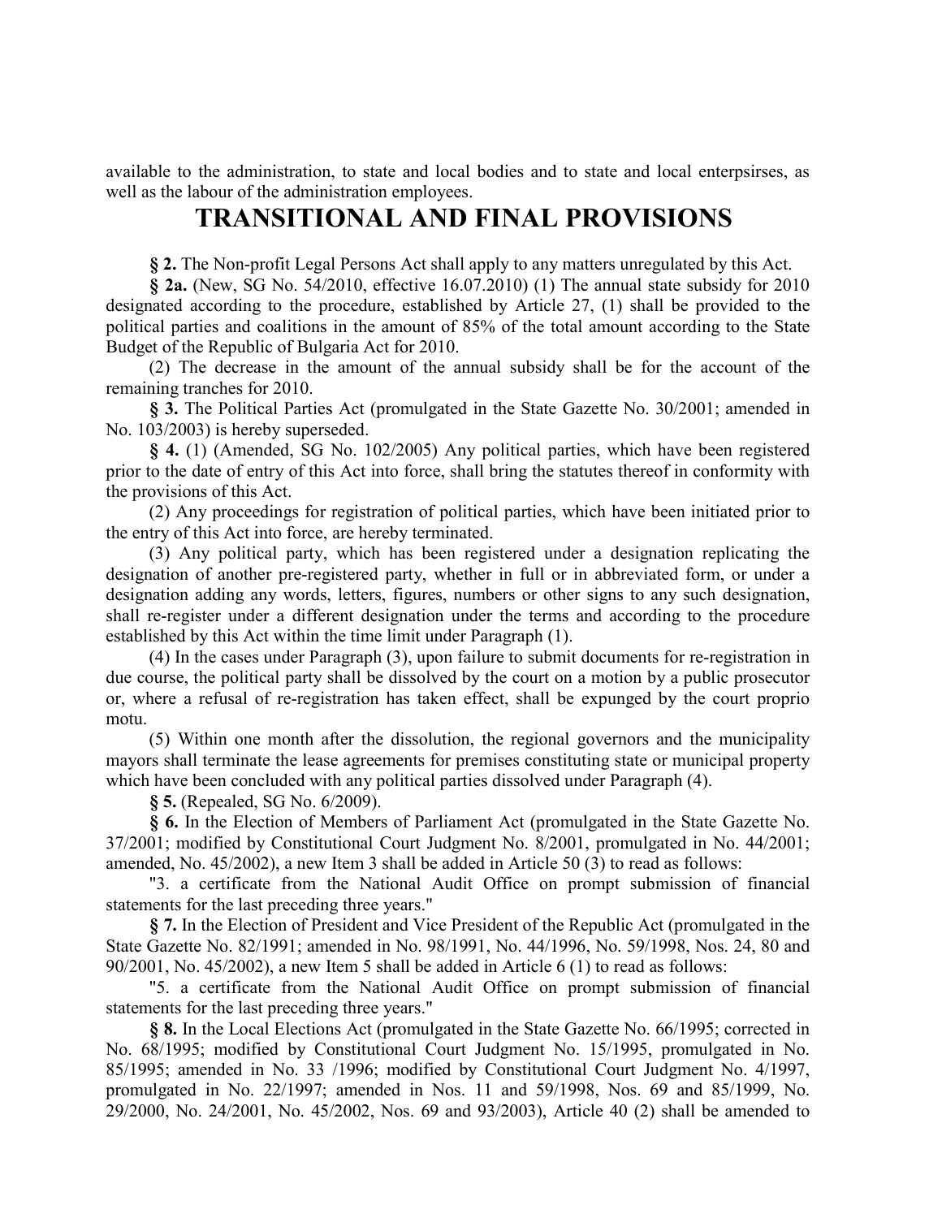available to the administration, to state and local bodies and to state and local enterpsirses, as well as the labour of the administration employees.

# TRANSITIONAL AND FINAL PROVISIONS

**§ 2.** The Non-profit Legal Persons Act shall apply to any matters unregulated by this Act.

**§ 2a.** (New, SG No. 54/2010, effective 16.07.2010) (1) The annual state subsidy for 2010 designated according to the procedure, established by Article 27, (1) shall be provided to the political parties and coalitions in the amount of 85% of the total amount according to the State Budget of the Republic of Bulgaria Act for 2010.

(2) The decrease in the amount of the annual subsidy shall be for the account of the remaining tranches for 2010.

**§ 3.** The Political Parties Act (promulgated in the State Gazette No. 30/2001; amended in No. 103/2003) is hereby superseded.

**§ 4.** (1) (Amended, SG No. 102/2005) Any political parties, which have been registered prior to the date of entry of this Act into force, shall bring the statutes thereof in conformity with the provisions of this Act.

(2) Any proceedings for registration of political parties, which have been initiated prior to the entry of this Act into force, are hereby terminated.

(3) Any political party, which has been registered under a designation replicating the designation of another pre-registered party, whether in full or in abbreviated form, or under a designation adding any words, letters, figures, numbers or other signs to any such designation, shall re-register under a different designation under the terms and according to the procedure established by this Act within the time limit under Paragraph (1).

(4) In the cases under Paragraph (3), upon failure to submit documents for re-registration in due course, the political party shall be dissolved by the court on a motion by a public prosecutor or, where a refusal of re-registration has taken effect, shall be expunged by the court proprio motu.

(5) Within one month after the dissolution, the regional governors and the municipality mayors shall terminate the lease agreements for premises constituting state or municipal property which have been concluded with any political parties dissolved under Paragraph (4).

**§ 5.** (Repealed, SG No. 6/2009).

**§ 6.** In the Election of Members of Parliament Act (promulgated in the State Gazette No. 37/2001; modified by Constitutional Court Judgment No. 8/2001, promulgated in No. 44/2001; amended, No. 45/2002), a new Item 3 shall be added in Article 50 (3) to read as follows:

"3. a certificate from the National Audit Office on prompt submission of financial statements for the last preceding three years."

**§ 7.** In the Election of President and Vice President of the Republic Act (promulgated in the State Gazette No. 82/1991; amended in No. 98/1991, No. 44/1996, No. 59/1998, Nos. 24, 80 and 90/2001, No. 45/2002), a new Item 5 shall be added in Article 6 (1) to read as follows:

"5. a certificate from the National Audit Office on prompt submission of financial statements for the last preceding three years."

**§ 8.** In the Local Elections Act (promulgated in the State Gazette No. 66/1995; corrected in No. 68/1995; modified by Constitutional Court Judgment No. 15/1995, promulgated in No. 85/1995; amended in No. 33 /1996; modified by Constitutional Court Judgment No. 4/1997, promulgated in No. 22/1997; amended in Nos. 11 and 59/1998, Nos. 69 and 85/1999, No. 29/2000, No. 24/2001, No. 45/2002, Nos. 69 and 93/2003), Article 40 (2) shall be amended to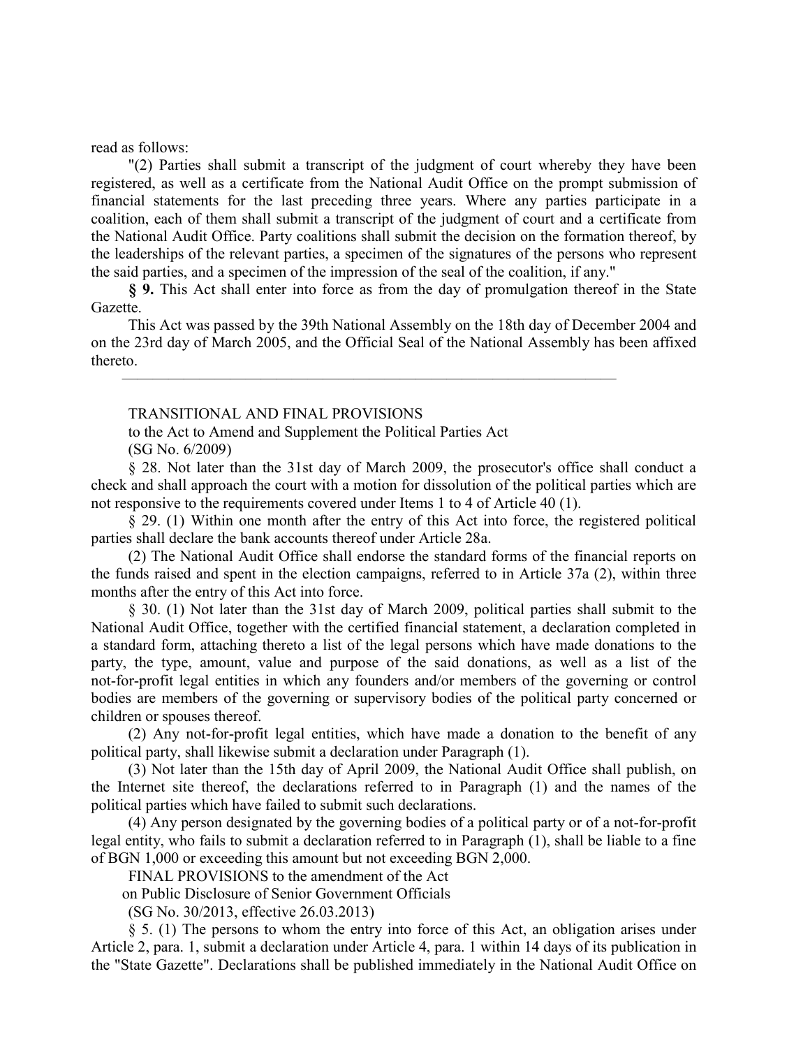read as follows:

"(2) Parties shall submit a transcript of the judgment of court whereby they have been registered, as well as a certificate from the National Audit Office on the prompt submission of financial statements for the last preceding three years. Where any parties participate in a coalition, each of them shall submit a transcript of the judgment of court and a certificate from the National Audit Office. Party coalitions shall submit the decision on the formation thereof, by the leaderships of the relevant parties, a specimen of the signatures of the persons who represent the said parties, and a specimen of the impression of the seal of the coalition, if any."

**§ 9.** This Act shall enter into force as from the day of promulgation thereof in the State Gazette.

This Act was passed by the 39th National Assembly on the 18th day of December 2004 and on the 23rd day of March 2005, and the Official Seal of the National Assembly has been affixed thereto.

---

TRANSITIONAL AND FINAL PROVISIONS

to the Act to Amend and Supplement the Political Parties Act

(SG No. 6/2009)

§ 28. Not later than the 31st day of March 2009, the prosecutor's office shall conduct a check and shall approach the court with a motion for dissolution of the political parties which are not responsive to the requirements covered under Items 1 to 4 of Article 40 (1).

§ 29. (1) Within one month after the entry of this Act into force, the registered political parties shall declare the bank accounts thereof under Article 28a.

(2) The National Audit Office shall endorse the standard forms of the financial reports on the funds raised and spent in the election campaigns, referred to in Article 37a (2), within three months after the entry of this Act into force.

§ 30. (1) Not later than the 31st day of March 2009, political parties shall submit to the National Audit Office, together with the certified financial statement, a declaration completed in a standard form, attaching thereto a list of the legal persons which have made donations to the party, the type, amount, value and purpose of the said donations, as well as a list of the not-for-profit legal entities in which any founders and/or members of the governing or control bodies are members of the governing or supervisory bodies of the political party concerned or children or spouses thereof.

(2) Any not-for-profit legal entities, which have made a donation to the benefit of any political party, shall likewise submit a declaration under Paragraph (1).

(3) Not later than the 15th day of April 2009, the National Audit Office shall publish, on the Internet site thereof, the declarations referred to in Paragraph (1) and the names of the political parties which have failed to submit such declarations.

(4) Any person designated by the governing bodies of a political party or of a not-for-profit legal entity, who fails to submit a declaration referred to in Paragraph (1), shall be liable to a fine of BGN 1,000 or exceeding this amount but not exceeding BGN 2,000.

FINAL PROVISIONS to the amendment of the Act

on Public Disclosure of Senior Government Officials

(SG No. 30/2013, effective 26.03.2013)

§ 5. (1) The persons to whom the entry into force of this Act, an obligation arises under Article 2, para. 1, submit a declaration under Article 4, para. 1 within 14 days of its publication in the "State Gazette". Declarations shall be published immediately in the National Audit Office on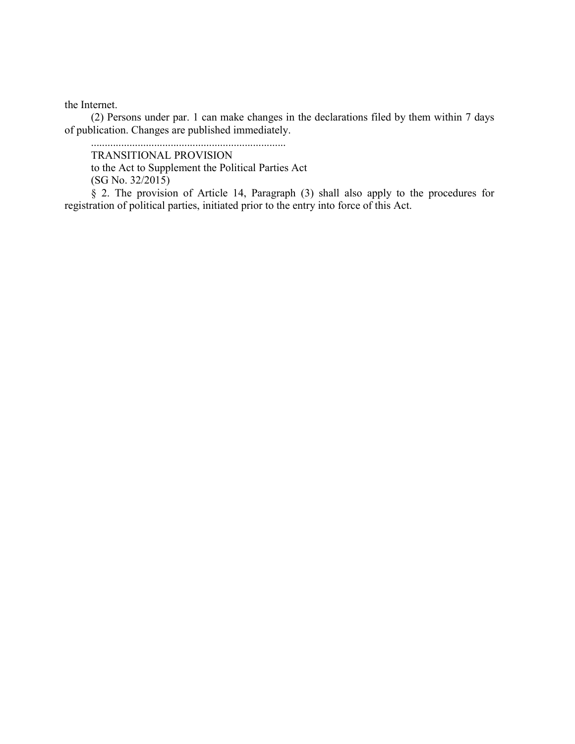the Internet.

(2) Persons under par. 1 can make changes in the declarations filed by them within 7 days of publication. Changes are published immediately.

......................................................................

TRANSITIONAL PROVISION

to the Act to Supplement the Political Parties Act

(SG No. 32/2015)

§ 2. The provision of Article 14, Paragraph (3) shall also apply to the procedures for registration of political parties, initiated prior to the entry into force of this Act.